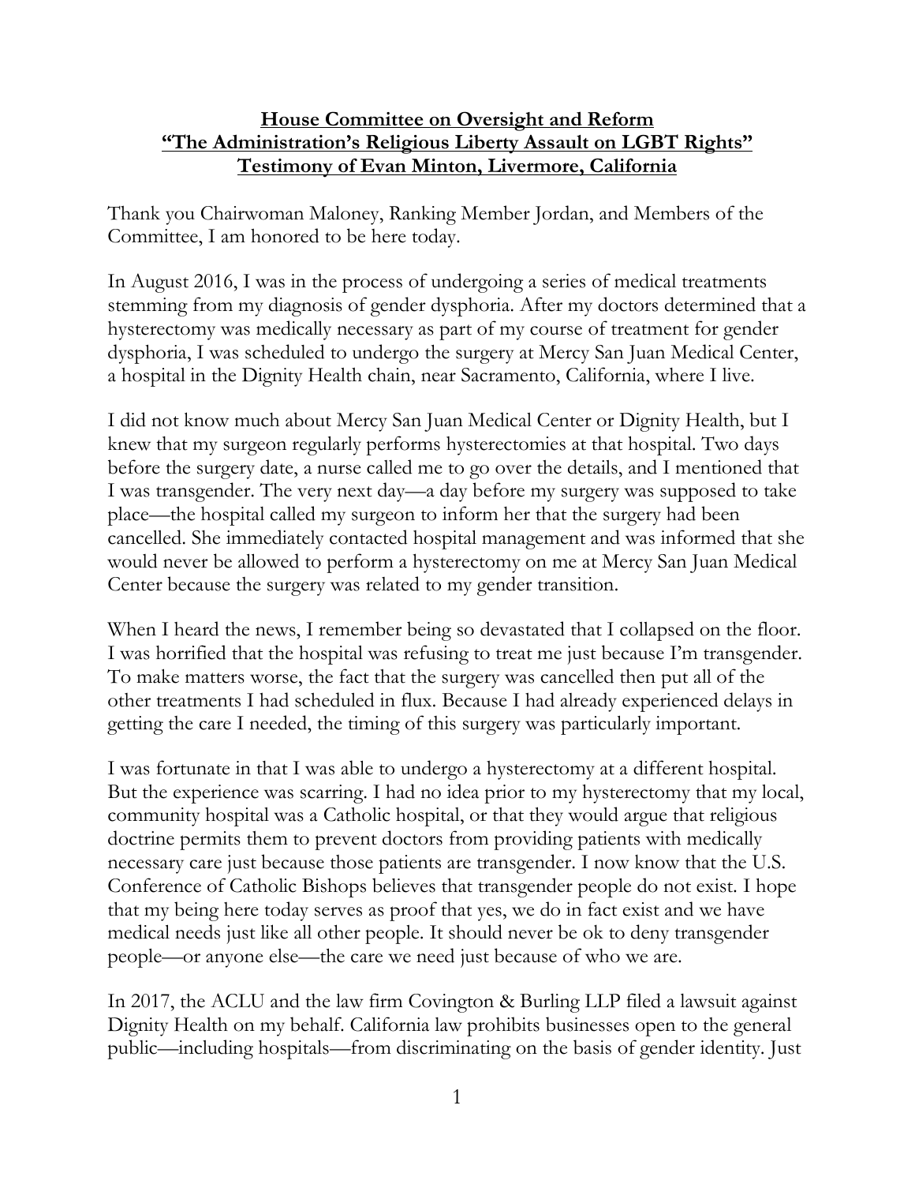**House Committee on Oversight and Reform**
**"The Administration's Religious Liberty Assault on LGBT Rights"**
**Testimony of Evan Minton, Livermore, California**

Thank you Chairwoman Maloney, Ranking Member Jordan, and Members of the Committee, I am honored to be here today.

In August 2016, I was in the process of undergoing a series of medical treatments stemming from my diagnosis of gender dysphoria. After my doctors determined that a hysterectomy was medically necessary as part of my course of treatment for gender dysphoria, I was scheduled to undergo the surgery at Mercy San Juan Medical Center, a hospital in the Dignity Health chain, near Sacramento, California, where I live.

I did not know much about Mercy San Juan Medical Center or Dignity Health, but I knew that my surgeon regularly performs hysterectomies at that hospital. Two days before the surgery date, a nurse called me to go over the details, and I mentioned that I was transgender. The very next day—a day before my surgery was supposed to take place—the hospital called my surgeon to inform her that the surgery had been cancelled. She immediately contacted hospital management and was informed that she would never be allowed to perform a hysterectomy on me at Mercy San Juan Medical Center because the surgery was related to my gender transition.

When I heard the news, I remember being so devastated that I collapsed on the floor. I was horrified that the hospital was refusing to treat me just because I'm transgender. To make matters worse, the fact that the surgery was cancelled then put all of the other treatments I had scheduled in flux. Because I had already experienced delays in getting the care I needed, the timing of this surgery was particularly important.

I was fortunate in that I was able to undergo a hysterectomy at a different hospital. But the experience was scarring. I had no idea prior to my hysterectomy that my local, community hospital was a Catholic hospital, or that they would argue that religious doctrine permits them to prevent doctors from providing patients with medically necessary care just because those patients are transgender. I now know that the U.S. Conference of Catholic Bishops believes that transgender people do not exist. I hope that my being here today serves as proof that yes, we do in fact exist and we have medical needs just like all other people. It should never be ok to deny transgender people—or anyone else—the care we need just because of who we are.

In 2017, the ACLU and the law firm Covington & Burling LLP filed a lawsuit against Dignity Health on my behalf. California law prohibits businesses open to the general public—including hospitals—from discriminating on the basis of gender identity. Just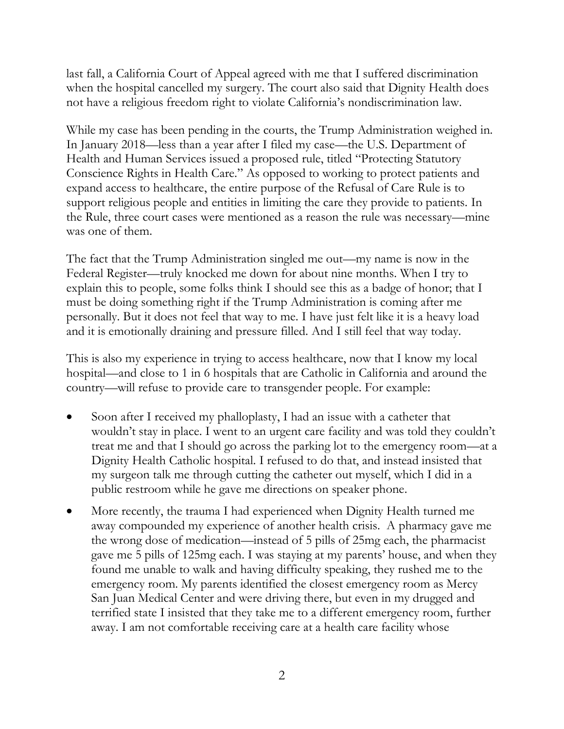last fall, a California Court of Appeal agreed with me that I suffered discrimination when the hospital cancelled my surgery. The court also said that Dignity Health does not have a religious freedom right to violate California's nondiscrimination law.

While my case has been pending in the courts, the Trump Administration weighed in. In January 2018—less than a year after I filed my case—the U.S. Department of Health and Human Services issued a proposed rule, titled "Protecting Statutory Conscience Rights in Health Care." As opposed to working to protect patients and expand access to healthcare, the entire purpose of the Refusal of Care Rule is to support religious people and entities in limiting the care they provide to patients. In the Rule, three court cases were mentioned as a reason the rule was necessary—mine was one of them.

The fact that the Trump Administration singled me out—my name is now in the Federal Register—truly knocked me down for about nine months. When I try to explain this to people, some folks think I should see this as a badge of honor; that I must be doing something right if the Trump Administration is coming after me personally. But it does not feel that way to me. I have just felt like it is a heavy load and it is emotionally draining and pressure filled. And I still feel that way today.

This is also my experience in trying to access healthcare, now that I know my local hospital—and close to 1 in 6 hospitals that are Catholic in California and around the country—will refuse to provide care to transgender people. For example:

- Soon after I received my phalloplasty, I had an issue with a catheter that wouldn't stay in place. I went to an urgent care facility and was told they couldn't treat me and that I should go across the parking lot to the emergency room—at a Dignity Health Catholic hospital. I refused to do that, and instead insisted that my surgeon talk me through cutting the catheter out myself, which I did in a public restroom while he gave me directions on speaker phone.
- More recently, the trauma I had experienced when Dignity Health turned me away compounded my experience of another health crisis. A pharmacy gave me the wrong dose of medication—instead of 5 pills of 25mg each, the pharmacist gave me 5 pills of 125mg each. I was staying at my parents' house, and when they found me unable to walk and having difficulty speaking, they rushed me to the emergency room. My parents identified the closest emergency room as Mercy San Juan Medical Center and were driving there, but even in my drugged and terrified state I insisted that they take me to a different emergency room, further away. I am not comfortable receiving care at a health care facility whose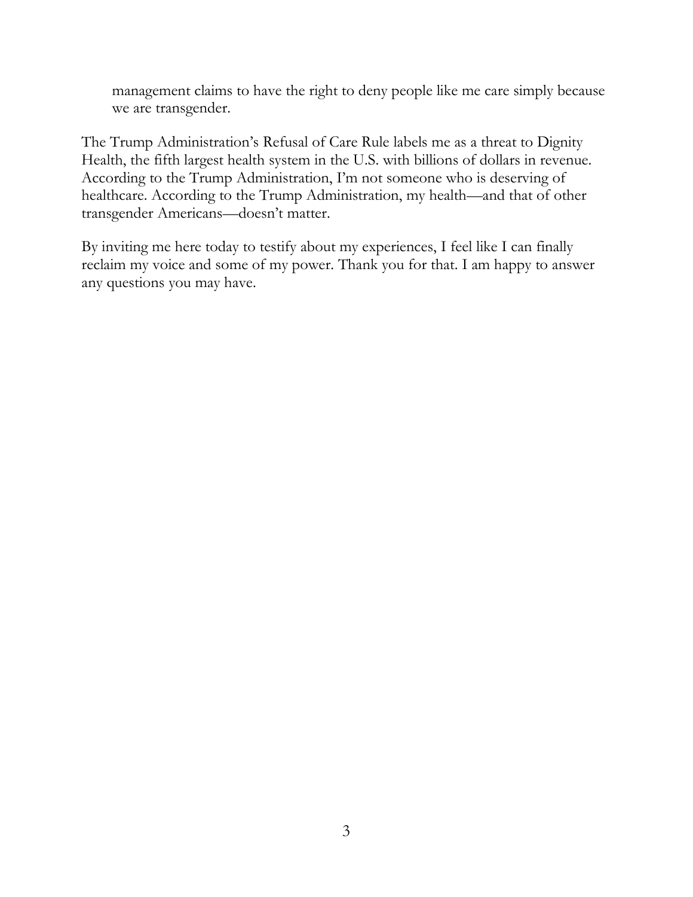> management claims to have the right to deny people like me care simply because we are transgender.

The Trump Administration's Refusal of Care Rule labels me as a threat to Dignity Health, the fifth largest health system in the U.S. with billions of dollars in revenue. According to the Trump Administration, I'm not someone who is deserving of healthcare. According to the Trump Administration, my health—and that of other transgender Americans—doesn't matter.

By inviting me here today to testify about my experiences, I feel like I can finally reclaim my voice and some of my power. Thank you for that. I am happy to answer any questions you may have.